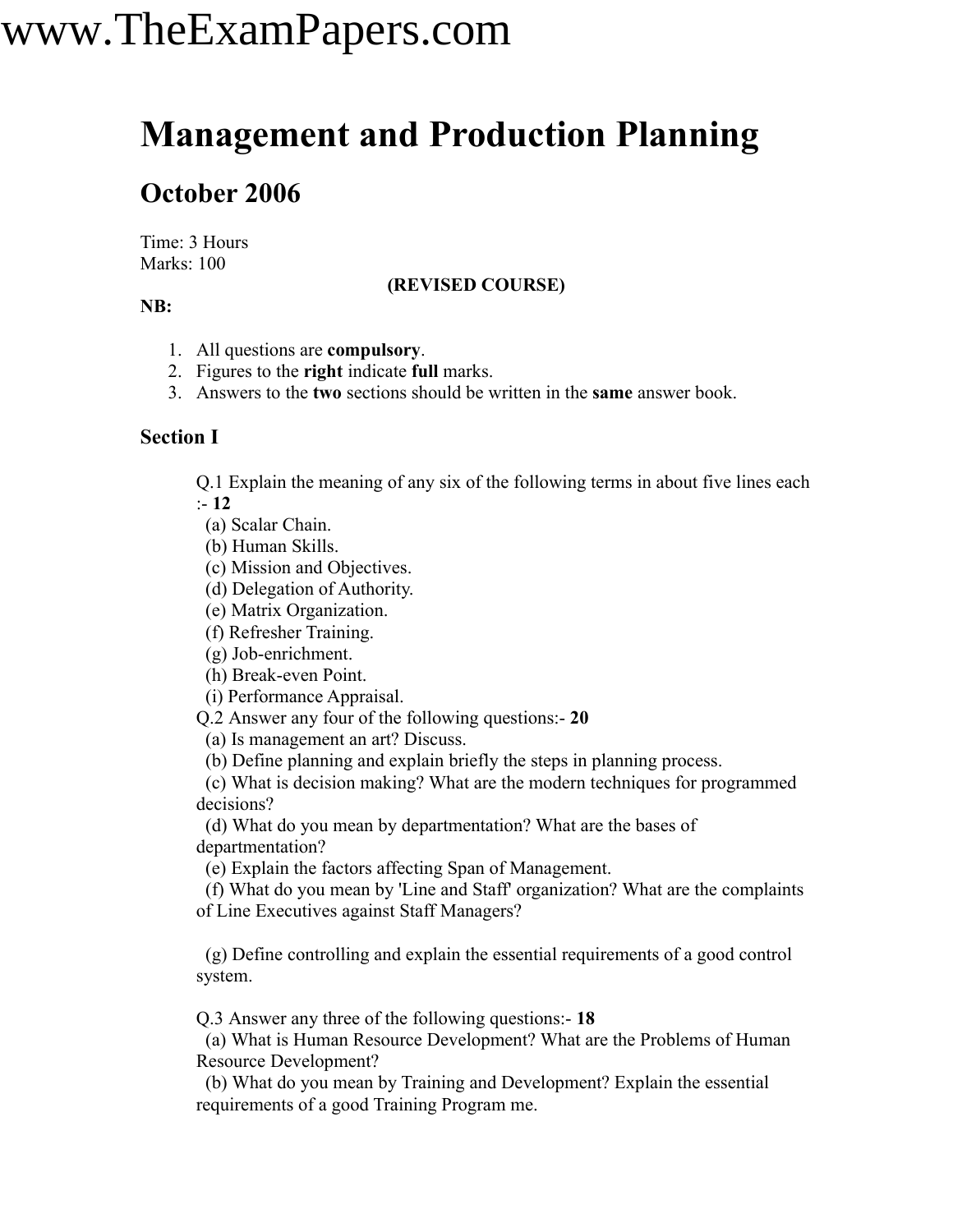# Management and Production Planning

## October 2006

Time: 3 Hours
Marks: 100

**(REVISED COURSE)**

**NB:**

1. All questions are **compulsory**.
2. Figures to the **right** indicate **full** marks.
3. Answers to the **two** sections should be written in the **same** answer book.

### Section I

Q.1 Explain the meaning of any six of the following terms in about five lines each :- **12**

(a) Scalar Chain.
(b) Human Skills.
(c) Mission and Objectives.
(d) Delegation of Authority.
(e) Matrix Organization.
(f) Refresher Training.
(g) Job-enrichment.
(h) Break-even Point.
(i) Performance Appraisal.

Q.2 Answer any four of the following questions:- **20**

(a) Is management an art? Discuss.
(b) Define planning and explain briefly the steps in planning process.
(c) What is decision making? What are the modern techniques for programmed decisions?
(d) What do you mean by departmentation? What are the bases of departmentation?
(e) Explain the factors affecting Span of Management.
(f) What do you mean by 'Line and Staff' organization? What are the complaints of Line Executives against Staff Managers?

(g) Define controlling and explain the essential requirements of a good control system.

Q.3 Answer any three of the following questions:- **18**

(a) What is Human Resource Development? What are the Problems of Human Resource Development?
(b) What do you mean by Training and Development? Explain the essential requirements of a good Training Program me.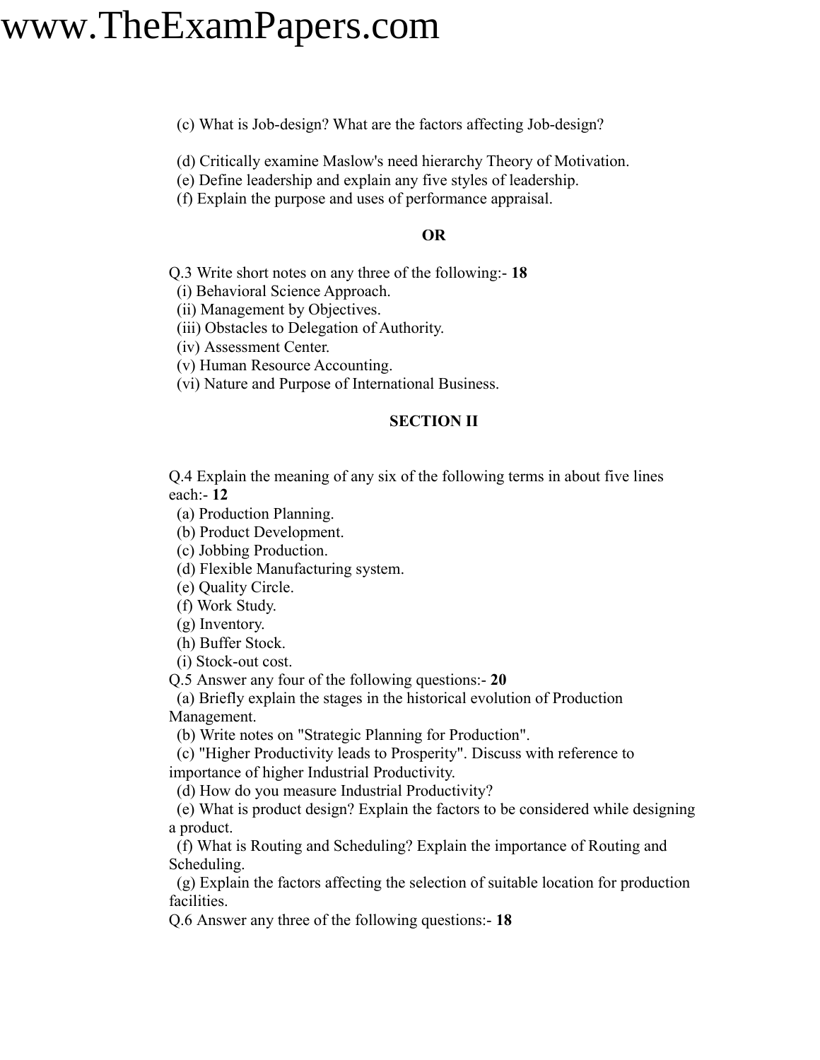(c) What is Job-design? What are the factors affecting Job-design?

(d) Critically examine Maslow's need hierarchy Theory of Motivation.
(e) Define leadership and explain any five styles of leadership.
(f) Explain the purpose and uses of performance appraisal.

**OR**

Q.3 Write short notes on any three of the following:- **18**
(i) Behavioral Science Approach.
(ii) Management by Objectives.
(iii) Obstacles to Delegation of Authority.
(iv) Assessment Center.
(v) Human Resource Accounting.
(vi) Nature and Purpose of International Business.

## SECTION II

Q.4 Explain the meaning of any six of the following terms in about five lines each:- **12**
(a) Production Planning.
(b) Product Development.
(c) Jobbing Production.
(d) Flexible Manufacturing system.
(e) Quality Circle.
(f) Work Study.
(g) Inventory.
(h) Buffer Stock.
(i) Stock-out cost.

Q.5 Answer any four of the following questions:- **20**
(a) Briefly explain the stages in the historical evolution of Production Management.
(b) Write notes on "Strategic Planning for Production".
(c) "Higher Productivity leads to Prosperity". Discuss with reference to importance of higher Industrial Productivity.
(d) How do you measure Industrial Productivity?
(e) What is product design? Explain the factors to be considered while designing a product.
(f) What is Routing and Scheduling? Explain the importance of Routing and Scheduling.
(g) Explain the factors affecting the selection of suitable location for production facilities.

Q.6 Answer any three of the following questions:- **18**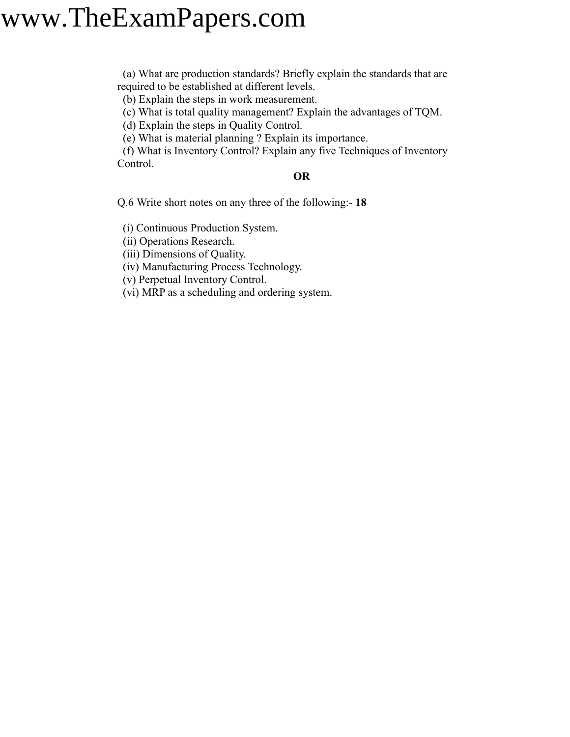(a) What are production standards? Briefly explain the standards that are required to be established at different levels.
(b) Explain the steps in work measurement.
(c) What is total quality management? Explain the advantages of TQM.
(d) Explain the steps in Quality Control.
(e) What is material planning ? Explain its importance.
(f) What is Inventory Control? Explain any five Techniques of Inventory Control.

**OR**

Q.6 Write short notes on any three of the following:- **18**

(i) Continuous Production System.
(ii) Operations Research.
(iii) Dimensions of Quality.
(iv) Manufacturing Process Technology.
(v) Perpetual Inventory Control.
(vi) MRP as a scheduling and ordering system.